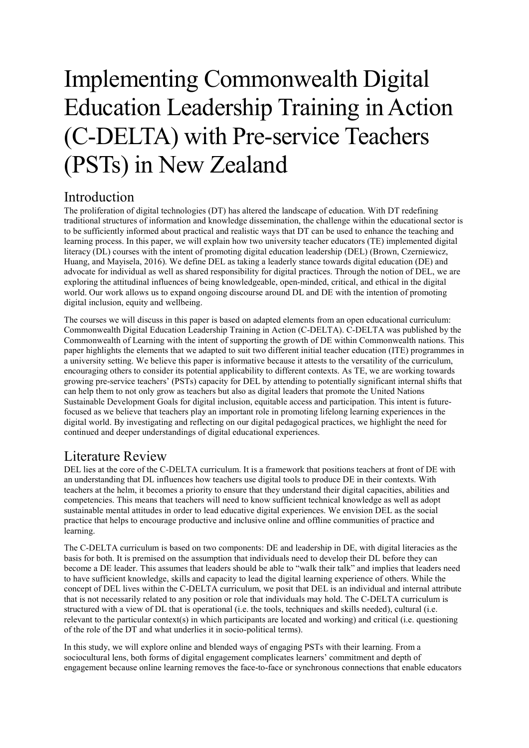# Implementing Commonwealth Digital Education Leadership Training in Action (C-DELTA) with Pre-service Teachers (PSTs) in New Zealand

## Introduction

The proliferation of digital technologies (DT) has altered the landscape of education. With DT redefining traditional structures of information and knowledge dissemination, the challenge within the educational sector is to be sufficiently informed about practical and realistic ways that DT can be used to enhance the teaching and learning process. In this paper, we will explain how two university teacher educators (TE) implemented digital literacy (DL) courses with the intent of promoting digital education leadership (DEL) (Brown, Czerniewicz, Huang, and Mayisela, 2016). We define DEL as taking a leaderly stance towards digital education (DE) and advocate for individual as well as shared responsibility for digital practices. Through the notion of DEL, we are exploring the attitudinal influences of being knowledgeable, open-minded, critical, and ethical in the digital world. Our work allows us to expand ongoing discourse around DL and DE with the intention of promoting digital inclusion, equity and wellbeing.

The courses we will discuss in this paper is based on adapted elements from an open educational curriculum: Commonwealth Digital Education Leadership Training in Action (C-DELTA). C-DELTA was published by the Commonwealth of Learning with the intent of supporting the growth of DE within Commonwealth nations. This paper highlights the elements that we adapted to suit two different initial teacher education (ITE) programmes in a university setting. We believe this paper is informative because it attests to the versatility of the curriculum, encouraging others to consider its potential applicability to different contexts. As TE, we are working towards growing pre-service teachers' (PSTs) capacity for DEL by attending to potentially significant internal shifts that can help them to not only grow as teachers but also as digital leaders that promote the United Nations Sustainable Development Goals for digital inclusion, equitable access and participation. This intent is future-focused as we believe that teachers play an important role in promoting lifelong learning experiences in the digital world. By investigating and reflecting on our digital pedagogical practices, we highlight the need for continued and deeper understandings of digital educational experiences.

## Literature Review

DEL lies at the core of the C-DELTA curriculum. It is a framework that positions teachers at front of DE with an understanding that DL influences how teachers use digital tools to produce DE in their contexts. With teachers at the helm, it becomes a priority to ensure that they understand their digital capacities, abilities and competencies. This means that teachers will need to know sufficient technical knowledge as well as adopt sustainable mental attitudes in order to lead educative digital experiences. We envision DEL as the social practice that helps to encourage productive and inclusive online and offline communities of practice and learning.

The C-DELTA curriculum is based on two components: DE and leadership in DE, with digital literacies as the basis for both. It is premised on the assumption that individuals need to develop their DL before they can become a DE leader. This assumes that leaders should be able to "walk their talk" and implies that leaders need to have sufficient knowledge, skills and capacity to lead the digital learning experience of others. While the concept of DEL lives within the C-DELTA curriculum, we posit that DEL is an individual and internal attribute that is not necessarily related to any position or role that individuals may hold. The C-DELTA curriculum is structured with a view of DL that is operational (i.e. the tools, techniques and skills needed), cultural (i.e. relevant to the particular context(s) in which participants are located and working) and critical (i.e. questioning of the role of the DT and what underlies it in socio-political terms).

In this study, we will explore online and blended ways of engaging PSTs with their learning. From a sociocultural lens, both forms of digital engagement complicates learners' commitment and depth of engagement because online learning removes the face-to-face or synchronous connections that enable educators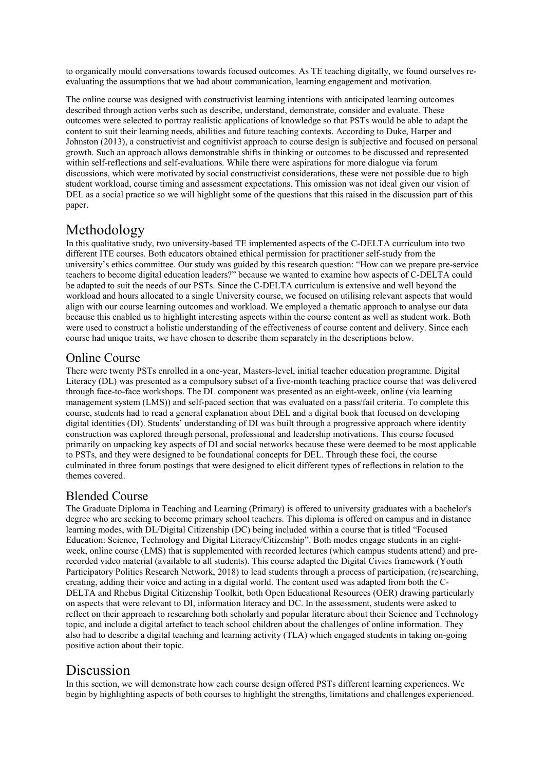to organically mould conversations towards focused outcomes. As TE teaching digitally, we found ourselves re-evaluating the assumptions that we had about communication, learning engagement and motivation.

The online course was designed with constructivist learning intentions with anticipated learning outcomes described through action verbs such as describe, understand, demonstrate, consider and evaluate. These outcomes were selected to portray realistic applications of knowledge so that PSTs would be able to adapt the content to suit their learning needs, abilities and future teaching contexts. According to Duke, Harper and Johnston (2013), a constructivist and cognitivist approach to course design is subjective and focused on personal growth. Such an approach allows demonstrable shifts in thinking or outcomes to be discussed and represented within self-reflections and self-evaluations. While there were aspirations for more dialogue via forum discussions, which were motivated by social constructivist considerations, these were not possible due to high student workload, course timing and assessment expectations. This omission was not ideal given our vision of DEL as a social practice so we will highlight some of the questions that this raised in the discussion part of this paper.

# Methodology

In this qualitative study, two university-based TE implemented aspects of the C-DELTA curriculum into two different ITE courses. Both educators obtained ethical permission for practitioner self-study from the university's ethics committee. Our study was guided by this research question: "How can we prepare pre-service teachers to become digital education leaders?" because we wanted to examine how aspects of C-DELTA could be adapted to suit the needs of our PSTs. Since the C-DELTA curriculum is extensive and well beyond the workload and hours allocated to a single University course, we focused on utilising relevant aspects that would align with our course learning outcomes and workload. We employed a thematic approach to analyse our data because this enabled us to highlight interesting aspects within the course content as well as student work. Both were used to construct a holistic understanding of the effectiveness of course content and delivery. Since each course had unique traits, we have chosen to describe them separately in the descriptions below.

## Online Course

There were twenty PSTs enrolled in a one-year, Masters-level, initial teacher education programme. Digital Literacy (DL) was presented as a compulsory subset of a five-month teaching practice course that was delivered through face-to-face workshops. The DL component was presented as an eight-week, online (via learning management system (LMS)) and self-paced section that was evaluated on a pass/fail criteria. To complete this course, students had to read a general explanation about DEL and a digital book that focused on developing digital identities (DI). Students' understanding of DI was built through a progressive approach where identity construction was explored through personal, professional and leadership motivations. This course focused primarily on unpacking key aspects of DI and social networks because these were deemed to be most applicable to PSTs, and they were designed to be foundational concepts for DEL. Through these foci, the course culminated in three forum postings that were designed to elicit different types of reflections in relation to the themes covered.

## Blended Course

The Graduate Diploma in Teaching and Learning (Primary) is offered to university graduates with a bachelor's degree who are seeking to become primary school teachers. This diploma is offered on campus and in distance learning modes, with DL/Digital Citizenship (DC) being included within a course that is titled "Focused Education: Science, Technology and Digital Literacy/Citizenship". Both modes engage students in an eight-week, online course (LMS) that is supplemented with recorded lectures (which campus students attend) and pre-recorded video material (available to all students). This course adapted the Digital Civics framework (Youth Participatory Politics Research Network, 2018) to lead students through a process of participation, (re)searching, creating, adding their voice and acting in a digital world. The content used was adapted from both the C-DELTA and Rhebus Digital Citizenship Toolkit, both Open Educational Resources (OER) drawing particularly on aspects that were relevant to DI, information literacy and DC. In the assessment, students were asked to reflect on their approach to researching both scholarly and popular literature about their Science and Technology topic, and include a digital artefact to teach school children about the challenges of online information. They also had to describe a digital teaching and learning activity (TLA) which engaged students in taking on-going positive action about their topic.

# Discussion

In this section, we will demonstrate how each course design offered PSTs different learning experiences. We begin by highlighting aspects of both courses to highlight the strengths, limitations and challenges experienced.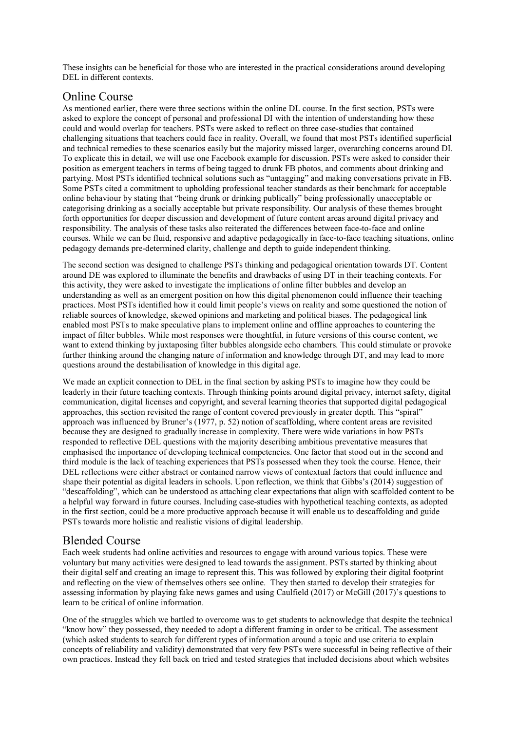These insights can be beneficial for those who are interested in the practical considerations around developing DEL in different contexts.

## Online Course

As mentioned earlier, there were three sections within the online DL course. In the first section, PSTs were asked to explore the concept of personal and professional DI with the intention of understanding how these could and would overlap for teachers. PSTs were asked to reflect on three case-studies that contained challenging situations that teachers could face in reality. Overall, we found that most PSTs identified superficial and technical remedies to these scenarios easily but the majority missed larger, overarching concerns around DI. To explicate this in detail, we will use one Facebook example for discussion. PSTs were asked to consider their position as emergent teachers in terms of being tagged to drunk FB photos, and comments about drinking and partying. Most PSTs identified technical solutions such as "untagging" and making conversations private in FB. Some PSTs cited a commitment to upholding professional teacher standards as their benchmark for acceptable online behaviour by stating that "being drunk or drinking publically" being professionally unacceptable or categorising drinking as a socially acceptable but private responsibility. Our analysis of these themes brought forth opportunities for deeper discussion and development of future content areas around digital privacy and responsibility. The analysis of these tasks also reiterated the differences between face-to-face and online courses. While we can be fluid, responsive and adaptive pedagogically in face-to-face teaching situations, online pedagogy demands pre-determined clarity, challenge and depth to guide independent thinking.

The second section was designed to challenge PSTs thinking and pedagogical orientation towards DT. Content around DE was explored to illuminate the benefits and drawbacks of using DT in their teaching contexts. For this activity, they were asked to investigate the implications of online filter bubbles and develop an understanding as well as an emergent position on how this digital phenomenon could influence their teaching practices. Most PSTs identified how it could limit people's views on reality and some questioned the notion of reliable sources of knowledge, skewed opinions and marketing and political biases. The pedagogical link enabled most PSTs to make speculative plans to implement online and offline approaches to countering the impact of filter bubbles. While most responses were thoughtful, in future versions of this course content, we want to extend thinking by juxtaposing filter bubbles alongside echo chambers. This could stimulate or provoke further thinking around the changing nature of information and knowledge through DT, and may lead to more questions around the destabilisation of knowledge in this digital age.

We made an explicit connection to DEL in the final section by asking PSTs to imagine how they could be leaderly in their future teaching contexts. Through thinking points around digital privacy, internet safety, digital communication, digital licenses and copyright, and several learning theories that supported digital pedagogical approaches, this section revisited the range of content covered previously in greater depth. This "spiral" approach was influenced by Bruner's (1977, p. 52) notion of scaffolding, where content areas are revisited because they are designed to gradually increase in complexity. There were wide variations in how PSTs responded to reflective DEL questions with the majority describing ambitious preventative measures that emphasised the importance of developing technical competencies. One factor that stood out in the second and third module is the lack of teaching experiences that PSTs possessed when they took the course. Hence, their DEL reflections were either abstract or contained narrow views of contextual factors that could influence and shape their potential as digital leaders in schools. Upon reflection, we think that Gibbs's (2014) suggestion of "descaffolding", which can be understood as attaching clear expectations that align with scaffolded content to be a helpful way forward in future courses. Including case-studies with hypothetical teaching contexts, as adopted in the first section, could be a more productive approach because it will enable us to descaffolding and guide PSTs towards more holistic and realistic visions of digital leadership.

## Blended Course

Each week students had online activities and resources to engage with around various topics. These were voluntary but many activities were designed to lead towards the assignment. PSTs started by thinking about their digital self and creating an image to represent this. This was followed by exploring their digital footprint and reflecting on the view of themselves others see online. They then started to develop their strategies for assessing information by playing fake news games and using Caulfield (2017) or McGill (2017)'s questions to learn to be critical of online information.

One of the struggles which we battled to overcome was to get students to acknowledge that despite the technical "know how" they possessed, they needed to adopt a different framing in order to be critical. The assessment (which asked students to search for different types of information around a topic and use criteria to explain concepts of reliability and validity) demonstrated that very few PSTs were successful in being reflective of their own practices. Instead they fell back on tried and tested strategies that included decisions about which websites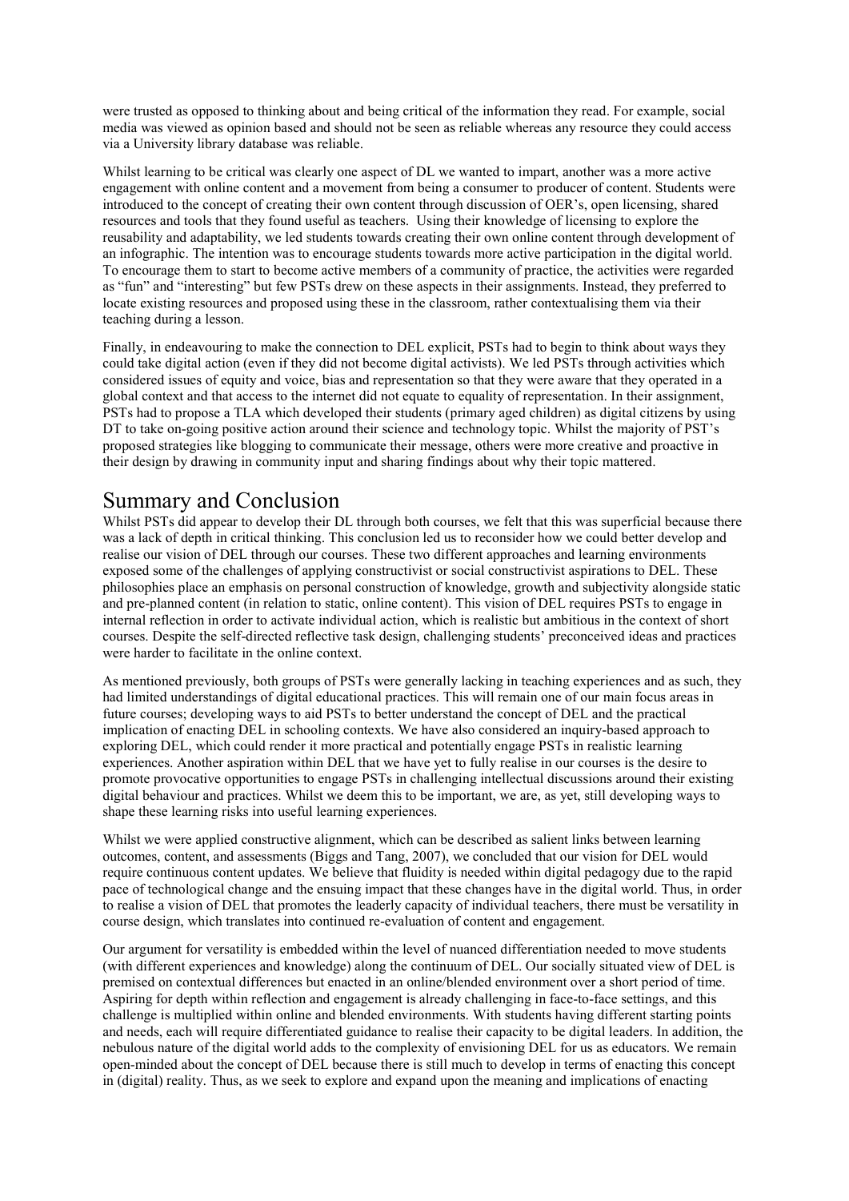were trusted as opposed to thinking about and being critical of the information they read. For example, social media was viewed as opinion based and should not be seen as reliable whereas any resource they could access via a University library database was reliable.

Whilst learning to be critical was clearly one aspect of DL we wanted to impart, another was a more active engagement with online content and a movement from being a consumer to producer of content. Students were introduced to the concept of creating their own content through discussion of OER's, open licensing, shared resources and tools that they found useful as teachers. Using their knowledge of licensing to explore the reusability and adaptability, we led students towards creating their own online content through development of an infographic. The intention was to encourage students towards more active participation in the digital world. To encourage them to start to become active members of a community of practice, the activities were regarded as "fun" and "interesting" but few PSTs drew on these aspects in their assignments. Instead, they preferred to locate existing resources and proposed using these in the classroom, rather contextualising them via their teaching during a lesson.

Finally, in endeavouring to make the connection to DEL explicit, PSTs had to begin to think about ways they could take digital action (even if they did not become digital activists). We led PSTs through activities which considered issues of equity and voice, bias and representation so that they were aware that they operated in a global context and that access to the internet did not equate to equality of representation. In their assignment, PSTs had to propose a TLA which developed their students (primary aged children) as digital citizens by using DT to take on-going positive action around their science and technology topic. Whilst the majority of PST's proposed strategies like blogging to communicate their message, others were more creative and proactive in their design by drawing in community input and sharing findings about why their topic mattered.

# Summary and Conclusion

Whilst PSTs did appear to develop their DL through both courses, we felt that this was superficial because there was a lack of depth in critical thinking. This conclusion led us to reconsider how we could better develop and realise our vision of DEL through our courses. These two different approaches and learning environments exposed some of the challenges of applying constructivist or social constructivist aspirations to DEL. These philosophies place an emphasis on personal construction of knowledge, growth and subjectivity alongside static and pre-planned content (in relation to static, online content). This vision of DEL requires PSTs to engage in internal reflection in order to activate individual action, which is realistic but ambitious in the context of short courses. Despite the self-directed reflective task design, challenging students' preconceived ideas and practices were harder to facilitate in the online context.

As mentioned previously, both groups of PSTs were generally lacking in teaching experiences and as such, they had limited understandings of digital educational practices. This will remain one of our main focus areas in future courses; developing ways to aid PSTs to better understand the concept of DEL and the practical implication of enacting DEL in schooling contexts. We have also considered an inquiry-based approach to exploring DEL, which could render it more practical and potentially engage PSTs in realistic learning experiences. Another aspiration within DEL that we have yet to fully realise in our courses is the desire to promote provocative opportunities to engage PSTs in challenging intellectual discussions around their existing digital behaviour and practices. Whilst we deem this to be important, we are, as yet, still developing ways to shape these learning risks into useful learning experiences.

Whilst we were applied constructive alignment, which can be described as salient links between learning outcomes, content, and assessments (Biggs and Tang, 2007), we concluded that our vision for DEL would require continuous content updates. We believe that fluidity is needed within digital pedagogy due to the rapid pace of technological change and the ensuing impact that these changes have in the digital world. Thus, in order to realise a vision of DEL that promotes the leaderly capacity of individual teachers, there must be versatility in course design, which translates into continued re-evaluation of content and engagement.

Our argument for versatility is embedded within the level of nuanced differentiation needed to move students (with different experiences and knowledge) along the continuum of DEL. Our socially situated view of DEL is premised on contextual differences but enacted in an online/blended environment over a short period of time. Aspiring for depth within reflection and engagement is already challenging in face-to-face settings, and this challenge is multiplied within online and blended environments. With students having different starting points and needs, each will require differentiated guidance to realise their capacity to be digital leaders. In addition, the nebulous nature of the digital world adds to the complexity of envisioning DEL for us as educators. We remain open-minded about the concept of DEL because there is still much to develop in terms of enacting this concept in (digital) reality. Thus, as we seek to explore and expand upon the meaning and implications of enacting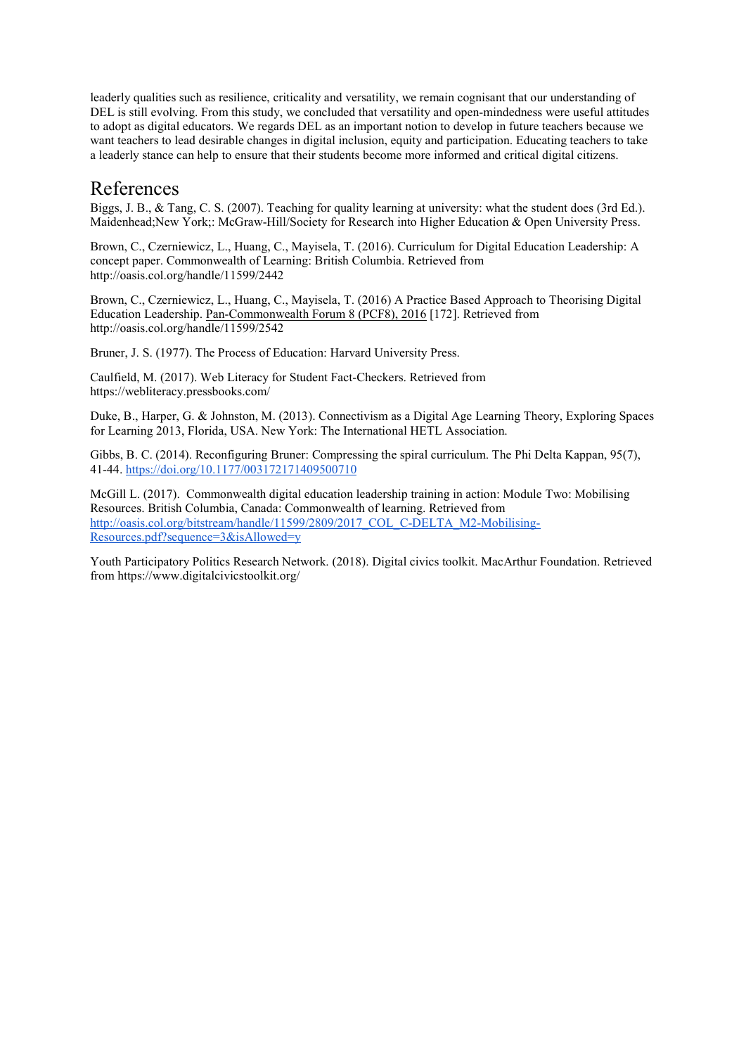leaderly qualities such as resilience, criticality and versatility, we remain cognisant that our understanding of DEL is still evolving. From this study, we concluded that versatility and open-mindedness were useful attitudes to adopt as digital educators. We regards DEL as an important notion to develop in future teachers because we want teachers to lead desirable changes in digital inclusion, equity and participation. Educating teachers to take a leaderly stance can help to ensure that their students become more informed and critical digital citizens.

# References

Biggs, J. B., & Tang, C. S. (2007). Teaching for quality learning at university: what the student does (3rd Ed.). Maidenhead;New York;: McGraw-Hill/Society for Research into Higher Education & Open University Press.

Brown, C., Czerniewicz, L., Huang, C., Mayisela, T. (2016). Curriculum for Digital Education Leadership: A concept paper. Commonwealth of Learning: British Columbia. Retrieved from http://oasis.col.org/handle/11599/2442

Brown, C., Czerniewicz, L., Huang, C., Mayisela, T. (2016) A Practice Based Approach to Theorising Digital Education Leadership. Pan-Commonwealth Forum 8 (PCF8), 2016 [172]. Retrieved from http://oasis.col.org/handle/11599/2542

Bruner, J. S. (1977). The Process of Education: Harvard University Press.

Caulfield, M. (2017). Web Literacy for Student Fact-Checkers. Retrieved from https://webliteracy.pressbooks.com/

Duke, B., Harper, G. & Johnston, M. (2013). Connectivism as a Digital Age Learning Theory, Exploring Spaces for Learning 2013, Florida, USA. New York: The International HETL Association.

Gibbs, B. C. (2014). Reconfiguring Bruner: Compressing the spiral curriculum. The Phi Delta Kappan, 95(7), 41-44. https://doi.org/10.1177/003172171409500710

McGill L. (2017). Commonwealth digital education leadership training in action: Module Two: Mobilising Resources. British Columbia, Canada: Commonwealth of learning. Retrieved from http://oasis.col.org/bitstream/handle/11599/2809/2017_COL_C-DELTA_M2-Mobilising-Resources.pdf?sequence=3&isAllowed=y

Youth Participatory Politics Research Network. (2018). Digital civics toolkit. MacArthur Foundation. Retrieved from https://www.digitalcivicstoolkit.org/